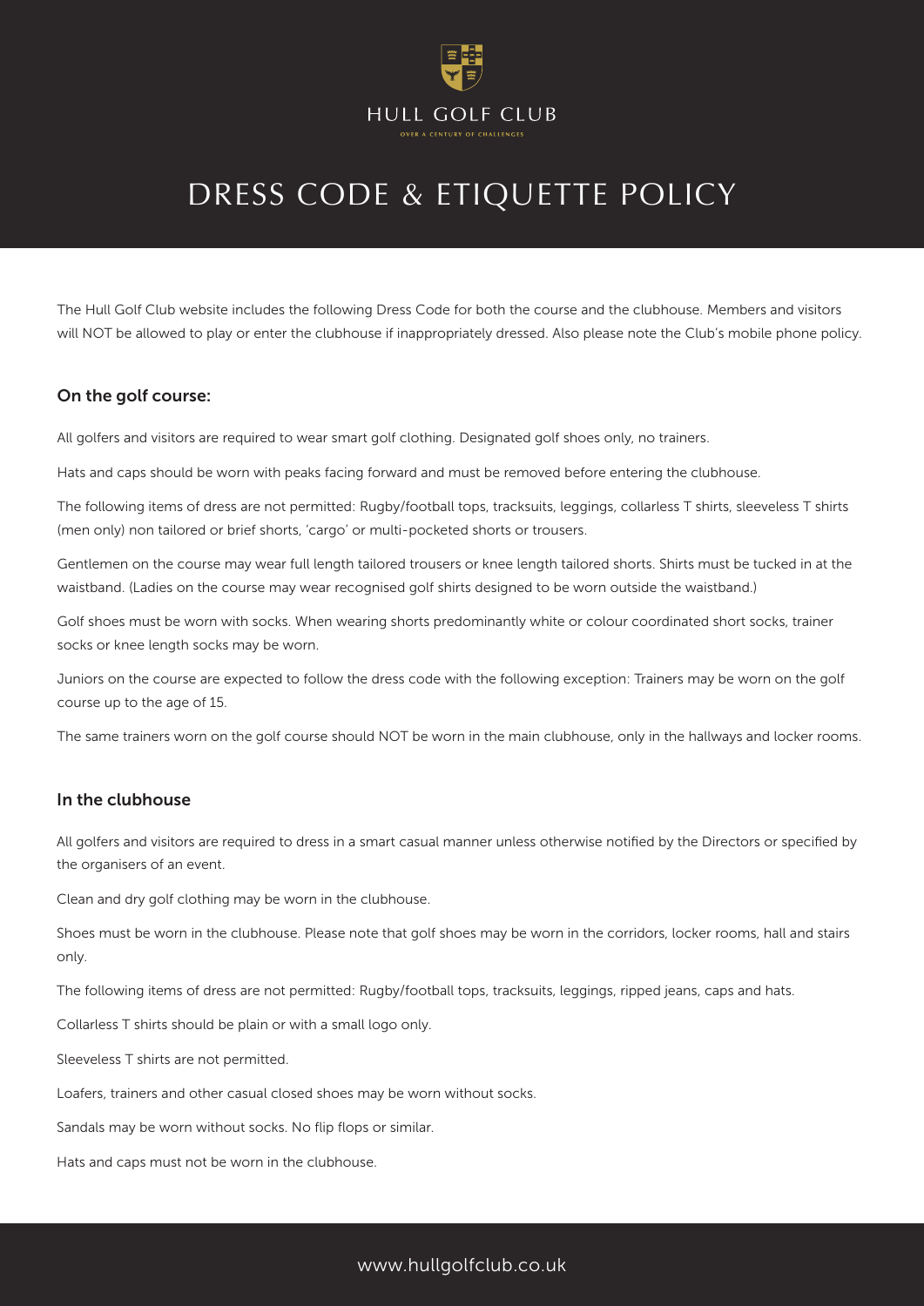HULL GOLF CLUB

OVER A CENTURY OF CHALLENGES

# DRESS CODE & ETIQUETTE POLICY

The Hull Golf Club website includes the following Dress Code for both the course and the clubhouse. Members and visitors will NOT be allowed to play or enter the clubhouse if inappropriately dressed. Also please note the Club's mobile phone policy.

## On the golf course:

All golfers and visitors are required to wear smart golf clothing. Designated golf shoes only, no trainers.

Hats and caps should be worn with peaks facing forward and must be removed before entering the clubhouse.

The following items of dress are not permitted: Rugby/football tops, tracksuits, leggings, collarless T shirts, sleeveless T shirts (men only) non tailored or brief shorts, 'cargo' or multi-pocketed shorts or trousers.

Gentlemen on the course may wear full length tailored trousers or knee length tailored shorts. Shirts must be tucked in at the waistband. (Ladies on the course may wear recognised golf shirts designed to be worn outside the waistband.)

Golf shoes must be worn with socks. When wearing shorts predominantly white or colour coordinated short socks, trainer socks or knee length socks may be worn.

Juniors on the course are expected to follow the dress code with the following exception: Trainers may be worn on the golf course up to the age of 15.

The same trainers worn on the golf course should NOT be worn in the main clubhouse, only in the hallways and locker rooms.

## In the clubhouse

All golfers and visitors are required to dress in a smart casual manner unless otherwise notified by the Directors or specified by the organisers of an event.

Clean and dry golf clothing may be worn in the clubhouse.

Shoes must be worn in the clubhouse. Please note that golf shoes may be worn in the corridors, locker rooms, hall and stairs only.

The following items of dress are not permitted: Rugby/football tops, tracksuits, leggings, ripped jeans, caps and hats.

Collarless T shirts should be plain or with a small logo only.

Sleeveless T shirts are not permitted.

Loafers, trainers and other casual closed shoes may be worn without socks.

Sandals may be worn without socks. No flip flops or similar.

Hats and caps must not be worn in the clubhouse.

www.hullgolfclub.co.uk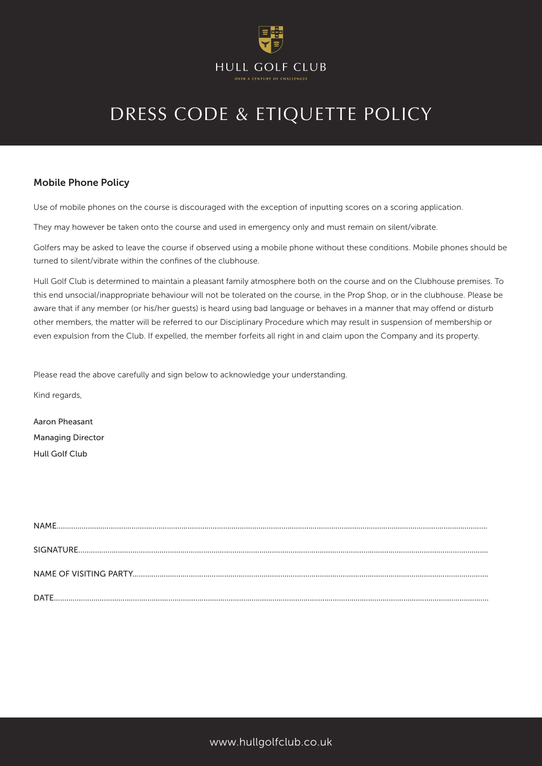HULL GOLF CLUB

OVER A CENTURY OF CHALLENGES

# DRESS CODE & ETIQUETTE POLICY

## Mobile Phone Policy

Use of mobile phones on the course is discouraged with the exception of inputting scores on a scoring application.

They may however be taken onto the course and used in emergency only and must remain on silent/vibrate.

Golfers may be asked to leave the course if observed using a mobile phone without these conditions. Mobile phones should be turned to silent/vibrate within the confines of the clubhouse.

Hull Golf Club is determined to maintain a pleasant family atmosphere both on the course and on the Clubhouse premises. To this end unsocial/inappropriate behaviour will not be tolerated on the course, in the Prop Shop, or in the clubhouse. Please be aware that if any member (or his/her guests) is heard using bad language or behaves in a manner that may offend or disturb other members, the matter will be referred to our Disciplinary Procedure which may result in suspension of membership or even expulsion from the Club. If expelled, the member forfeits all right in and claim upon the Company and its property.

Please read the above carefully and sign below to acknowledge your understanding.

Kind regards,

Aaron Pheasant
Managing Director
Hull Golf Club

NAME...........................................................................................................

SIGNATURE...................................................................................................

NAME OF VISITING PARTY.............................................................................

DATE.............................................................................................................

www.hullgolfclub.co.uk